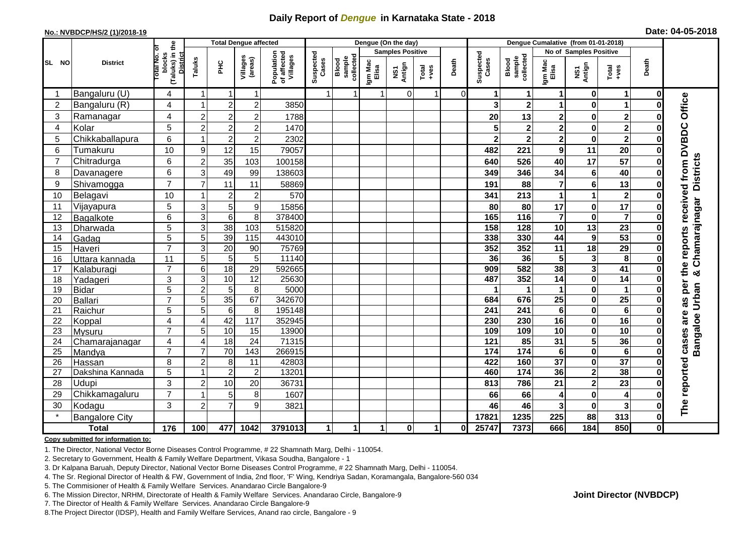# Daily Report of *Dengue* in Karnataka State - 2018

**No.: NVBDCP/HS/2 (1)/2018-19**

**Date: 04-05-2018**

| SL NO | District | Total No. of blocks (Taluks) in the District | Total Dengue affected | | | | Dengue (On the day) | | | | | | | Dengue Cumalative (from 01-01-2018) | | | | | | | |
|---|---|---|---|---|---|---|---|---|---|---|---|---|---|---|---|---|---|---|---|---|
| | | | Taluks | PHC | Villages (areas) | Population of affected Villages | Suspected Cases | Blood sample collected | Samples Positive | | | Death | Suspected Cases | Blood sample collected | No of Samples Positive | | | Death | |
| | | | | | | | | | Igm Mac Elisa | NS1 Antign | Total +ves | | | | Igm Mac Elisa | NS1 Antign | Total +ves | | |
| 1 | Bangaluru (U) | 4 | 1 | 1 | 1 | | 1 | 1 | 1 | 0 | 1 | 0 | 1 | 1 | 1 | 0 | 1 | 0 | The reported cases are as per the reports received from DVBDC Office Bangaloe Urban & Chamarajnagar Districts |
| 2 | Bangaluru (R) | 4 | 1 | 2 | 2 | 3850 | | | | | | | 3 | 2 | 1 | 0 | 1 | 0 | |
| 3 | Ramanagar | 4 | 2 | 2 | 2 | 1788 | | | | | | | 20 | 13 | 2 | 0 | 2 | 0 | |
| 4 | Kolar | 5 | 2 | 2 | 2 | 1470 | | | | | | | 5 | 2 | 2 | 0 | 2 | 0 | |
| 5 | Chikkaballapura | 6 | 1 | 2 | 2 | 2302 | | | | | | | 2 | 2 | 2 | 0 | 2 | 0 | |
| 6 | Tumakuru | 10 | 9 | 12 | 15 | 79057 | | | | | | | 482 | 221 | 9 | 11 | 20 | 0 | |
| 7 | Chitradurga | 6 | 2 | 35 | 103 | 100158 | | | | | | | 640 | 526 | 40 | 17 | 57 | 0 | |
| 8 | Davanagere | 6 | 3 | 49 | 99 | 138603 | | | | | | | 349 | 346 | 34 | 6 | 40 | 0 | |
| 9 | Shivamogga | 7 | 7 | 11 | 11 | 58869 | | | | | | | 191 | 88 | 7 | 6 | 13 | 0 | |
| 10 | Belagavi | 10 | 1 | 2 | 2 | 570 | | | | | | | 341 | 213 | 1 | 1 | 2 | 0 | |
| 11 | Vijayapura | 5 | 3 | 5 | 9 | 15856 | | | | | | | 80 | 80 | 17 | 0 | 17 | 0 | |
| 12 | Bagalkote | 6 | 3 | 6 | 8 | 378400 | | | | | | | 165 | 116 | 7 | 0 | 7 | 0 | |
| 13 | Dharwada | 5 | 3 | 38 | 103 | 515820 | | | | | | | 158 | 128 | 10 | 13 | 23 | 0 | |
| 14 | Gadag | 5 | 5 | 39 | 115 | 443010 | | | | | | | 338 | 330 | 44 | 9 | 53 | 0 | |
| 15 | Haveri | 7 | 3 | 20 | 90 | 75769 | | | | | | | 352 | 352 | 11 | 18 | 29 | 0 | |
| 16 | Uttara kannada | 11 | 5 | 5 | 5 | 11140 | | | | | | | 36 | 36 | 5 | 3 | 8 | 0 | |
| 17 | Kalaburagi | 7 | 6 | 18 | 29 | 592665 | | | | | | | 909 | 582 | 38 | 3 | 41 | 0 | |
| 18 | Yadageri | 3 | 3 | 10 | 12 | 25630 | | | | | | | 487 | 352 | 14 | 0 | 14 | 0 | |
| 19 | Bidar | 5 | 2 | 5 | 8 | 5000 | | | | | | | 1 | 1 | 1 | 0 | 1 | 0 | |
| 20 | Ballari | 7 | 5 | 35 | 67 | 342670 | | | | | | | 684 | 676 | 25 | 0 | 25 | 0 | |
| 21 | Raichur | 5 | 5 | 6 | 8 | 195148 | | | | | | | 241 | 241 | 6 | 0 | 6 | 0 | |
| 22 | Koppal | 4 | 4 | 42 | 117 | 352945 | | | | | | | 230 | 230 | 16 | 0 | 16 | 0 | |
| 23 | Mysuru | 7 | 5 | 10 | 15 | 13900 | | | | | | | 109 | 109 | 10 | 0 | 10 | 0 | |
| 24 | Chamarajanagar | 4 | 4 | 18 | 24 | 71315 | | | | | | | 121 | 85 | 31 | 5 | 36 | 0 | |
| 25 | Mandya | 7 | 7 | 70 | 143 | 266915 | | | | | | | 174 | 174 | 6 | 0 | 6 | 0 | |
| 26 | Hassan | 8 | 2 | 8 | 11 | 42803 | | | | | | | 422 | 160 | 37 | 0 | 37 | 0 | |
| 27 | Dakshina Kannada | 5 | 1 | 2 | 2 | 13201 | | | | | | | 460 | 174 | 36 | 2 | 38 | 0 | |
| 28 | Udupi | 3 | 2 | 10 | 20 | 36731 | | | | | | | 813 | 786 | 21 | 2 | 23 | 0 | |
| 29 | Chikkamagaluru | 7 | 1 | 5 | 8 | 1607 | | | | | | | 66 | 66 | 4 | 0 | 4 | 0 | |
| 30 | Kodagu | 3 | 2 | 7 | 9 | 3821 | | | | | | | 46 | 46 | 3 | 0 | 3 | 0 | |
| * | Bangalore City | | | | | | | | | | | | 17821 | 1235 | 225 | 88 | 313 | 0 | |
| **Total** | | **176** | **100** | **477** | **1042** | **3791013** | **1** | **1** | **1** | **0** | **1** | **0** | **25747** | **7373** | **666** | **184** | **850** | **0** | |

**Copy submitted for information to:**

1. The Director, National Vector Borne Diseases Control Programme, # 22 Shamnath Marg, Delhi - 110054.
2. Secretary to Government, Health & Family Welfare Department, Vikasa Soudha, Bangalore - 1
3. Dr Kalpana Baruah, Deputy Director, National Vector Borne Diseases Control Programme, # 22 Shamnath Marg, Delhi - 110054.
4. The Sr. Regional Director of Health & FW, Government of India, 2nd floor, 'F' Wing, Kendriya Sadan, Koramangala, Bangalore-560 034
5. The Commisioner of Health & Family Welfare Services. Anandarao Circle Bangalore-9
6. The Mission Director, NRHM, Directorate of Health & Family Welfare Services. Anandarao Circle, Bangalore-9
7. The Director of Health & Family Welfare Services. Anandarao Circle Bangalore-9
8. The Project Director (IDSP), Health and Family Welfare Services, Anand rao circle, Bangalore - 9

**Joint Director (NVBDCP)**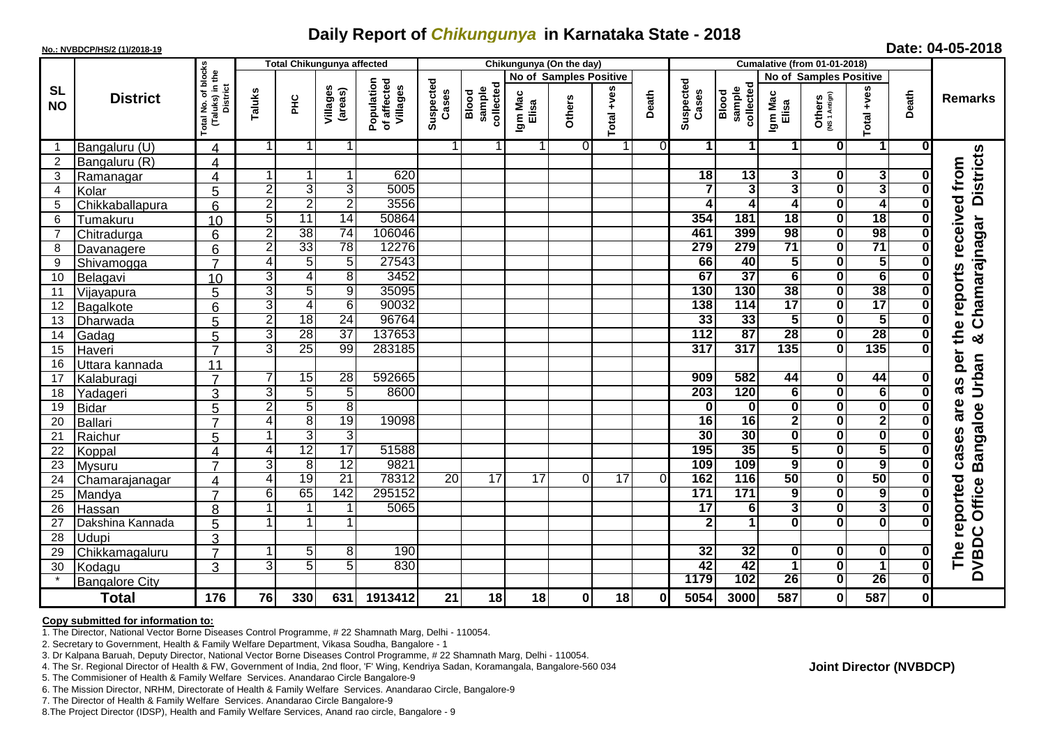# Daily Report of *Chikungunya* in Karnataka State - 2018

**No.: NVBDCP/HS/2 (1)/2018-19**

**Date: 04-05-2018**

| SL NO | District | Total No. of blocks (Taluks) in the District | Total Chikungunya affected | | | | Chikungunya (On the day) | | | | | | | Cumalative (from 01-01-2018) | | | | | | | Remarks |
|---|---|---|---|---|---|---|---|---|---|---|---|---|---|---|---|---|---|---|---|---|---|
| | | | Taluks | PHC | Villages (areas) | Population of affected Villages | Suspected Cases | Blood sample collected | No of Samples Positive | | | Death | Suspected Cases | Blood sample collected | No of Samples Positive | | | Death | |
| | | | | | | | | | Igm Mac Elisa | Others | Total +ves | | | | Igm Mac Elisa | Others (NS 1 Antign) | Total +ves | | |
| 1 | Bangaluru (U) | 4 | 1 | 1 | 1 | | 1 | 1 | 1 | 0 | 1 | 0 | 1 | 1 | 1 | 0 | 1 | 0 | The reported cases are as per the reports received from DVBDC Office Bangaloe Urban & Chamarajnagar Districts |
| 2 | Bangaluru (R) | 4 | | | | | | | | | | | | | | | | | |
| 3 | Ramanagar | 4 | 1 | 1 | 1 | 620 | | | | | | | 18 | 13 | 3 | 0 | 3 | 0 | |
| 4 | Kolar | 5 | 2 | 3 | 3 | 5005 | | | | | | | 7 | 3 | 3 | 0 | 3 | 0 | |
| 5 | Chikkaballapura | 6 | 2 | 2 | 2 | 3556 | | | | | | | 4 | 4 | 4 | 0 | 4 | 0 | |
| 6 | Tumakuru | 10 | 5 | 11 | 14 | 50864 | | | | | | | 354 | 181 | 18 | 0 | 18 | 0 | |
| 7 | Chitradurga | 6 | 2 | 38 | 74 | 106046 | | | | | | | 461 | 399 | 98 | 0 | 98 | 0 | |
| 8 | Davanagere | 6 | 2 | 33 | 78 | 12276 | | | | | | | 279 | 279 | 71 | 0 | 71 | 0 | |
| 9 | Shivamogga | 7 | 4 | 5 | 5 | 27543 | | | | | | | 66 | 40 | 5 | 0 | 5 | 0 | |
| 10 | Belagavi | 10 | 3 | 4 | 8 | 3452 | | | | | | | 67 | 37 | 6 | 0 | 6 | 0 | |
| 11 | Vijayapura | 5 | 3 | 5 | 9 | 35095 | | | | | | | 130 | 130 | 38 | 0 | 38 | 0 | |
| 12 | Bagalkote | 6 | 3 | 4 | 6 | 90032 | | | | | | | 138 | 114 | 17 | 0 | 17 | 0 | |
| 13 | Dharwada | 5 | 2 | 18 | 24 | 96764 | | | | | | | 33 | 33 | 5 | 0 | 5 | 0 | |
| 14 | Gadag | 5 | 3 | 28 | 37 | 137653 | | | | | | | 112 | 87 | 28 | 0 | 28 | 0 | |
| 15 | Haveri | 7 | 3 | 25 | 99 | 283185 | | | | | | | 317 | 317 | 135 | 0 | 135 | 0 | |
| 16 | Uttara kannada | 11 | | | | | | | | | | | | | | | | | |
| 17 | Kalaburagi | 7 | 7 | 15 | 28 | 592665 | | | | | | | 909 | 582 | 44 | 0 | 44 | 0 | |
| 18 | Yadageri | 3 | 3 | 5 | 5 | 8600 | | | | | | | 203 | 120 | 6 | 0 | 6 | 0 | |
| 19 | Bidar | 5 | 2 | 5 | 8 | | | | | | | | 0 | 0 | 0 | 0 | 0 | 0 | |
| 20 | Ballari | 7 | 4 | 8 | 19 | 19098 | | | | | | | 16 | 16 | 2 | 0 | 2 | 0 | |
| 21 | Raichur | 5 | 1 | 3 | 3 | | | | | | | | 30 | 30 | 0 | 0 | 0 | 0 | |
| 22 | Koppal | 4 | 4 | 12 | 17 | 51588 | | | | | | | 195 | 35 | 5 | 0 | 5 | 0 | |
| 23 | Mysuru | 7 | 3 | 8 | 12 | 9821 | | | | | | | 109 | 109 | 9 | 0 | 9 | 0 | |
| 24 | Chamarajanagar | 4 | 4 | 19 | 21 | 78312 | 20 | 17 | 17 | 0 | 17 | 0 | 162 | 116 | 50 | 0 | 50 | 0 | |
| 25 | Mandya | 7 | 6 | 65 | 142 | 295152 | | | | | | | 171 | 171 | 9 | 0 | 9 | 0 | |
| 26 | Hassan | 8 | 1 | 1 | 1 | 5065 | | | | | | | 17 | 6 | 3 | 0 | 3 | 0 | |
| 27 | Dakshina Kannada | 5 | 1 | 1 | 1 | | | | | | | | 2 | 1 | 0 | 0 | 0 | 0 | |
| 28 | Udupi | 3 | | | | | | | | | | | | | | | | | |
| 29 | Chikkamagaluru | 7 | 1 | 5 | 8 | 190 | | | | | | | 32 | 32 | 0 | 0 | 0 | 0 | |
| 30 | Kodagu | 3 | 3 | 5 | 5 | 830 | | | | | | | 42 | 42 | 1 | 0 | 1 | 0 | |
| * | Bangalore City | | | | | | | | | | | | 1179 | 102 | 26 | 0 | 26 | 0 | |
| **Total** | | **176** | **76** | **330** | **631** | **1913412** | **21** | **18** | **18** | **0** | **18** | **0** | **5054** | **3000** | **587** | **0** | **587** | **0** | |

**Copy submitted for information to:**

1. The Director, National Vector Borne Diseases Control Programme, # 22 Shamnath Marg, Delhi - 110054.
2. Secretary to Government, Health & Family Welfare Department, Vikasa Soudha, Bangalore - 1
3. Dr Kalpana Baruah, Deputy Director, National Vector Borne Diseases Control Programme, # 22 Shamnath Marg, Delhi - 110054.
4. The Sr. Regional Director of Health & FW, Government of India, 2nd floor, 'F' Wing, Kendriya Sadan, Koramangala, Bangalore-560 034
5. The Commisioner of Health & Family Welfare Services. Anandarao Circle Bangalore-9
6. The Mission Director, NRHM, Directorate of Health & Family Welfare Services. Anandarao Circle, Bangalore-9
7. The Director of Health & Family Welfare Services. Anandarao Circle Bangalore-9
8. The Project Director (IDSP), Health and Family Welfare Services, Anand rao circle, Bangalore - 9

**Joint Director (NVBDCP)**